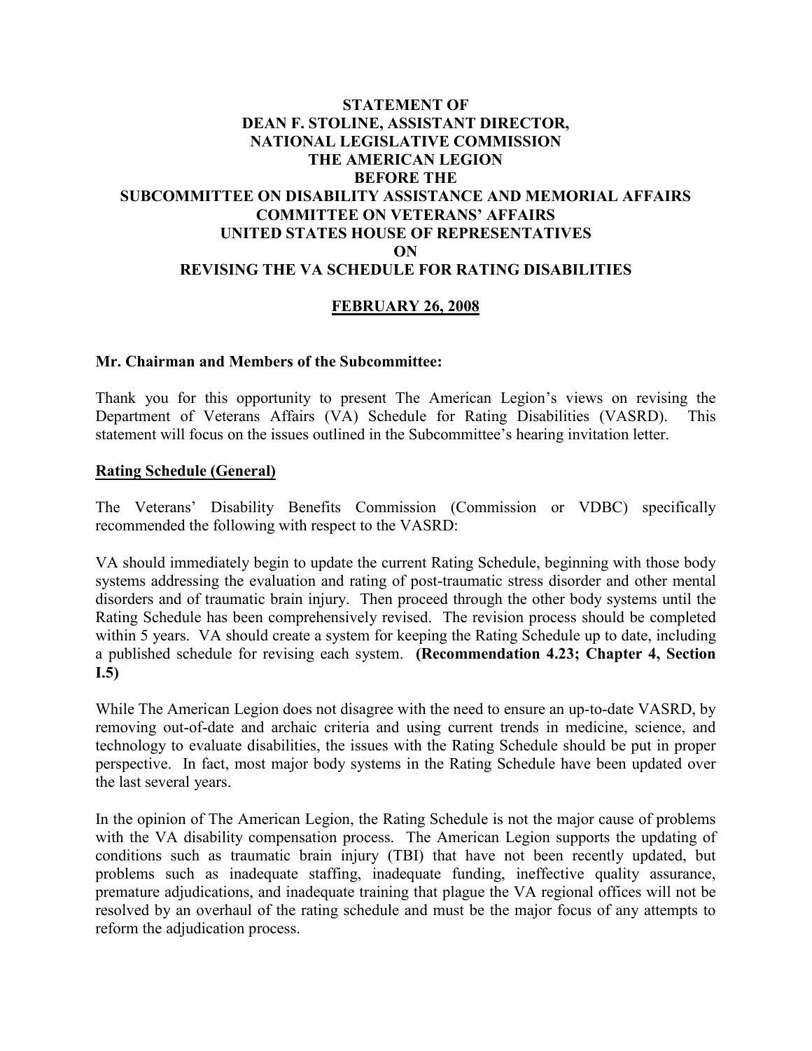**STATEMENT OF**
**DEAN F. STOLINE, ASSISTANT DIRECTOR,**
**NATIONAL LEGISLATIVE COMMISSION**
**THE AMERICAN LEGION**
**BEFORE THE**
**SUBCOMMITTEE ON DISABILITY ASSISTANCE AND MEMORIAL AFFAIRS**
**COMMITTEE ON VETERANS' AFFAIRS**
**UNITED STATES HOUSE OF REPRESENTATIVES**
**ON**
**REVISING THE VA SCHEDULE FOR RATING DISABILITIES**

**FEBRUARY 26, 2008**

**Mr. Chairman and Members of the Subcommittee:**

Thank you for this opportunity to present The American Legion's views on revising the Department of Veterans Affairs (VA) Schedule for Rating Disabilities (VASRD). This statement will focus on the issues outlined in the Subcommittee's hearing invitation letter.

**Rating Schedule (General)**

The Veterans' Disability Benefits Commission (Commission or VDBC) specifically recommended the following with respect to the VASRD:

VA should immediately begin to update the current Rating Schedule, beginning with those body systems addressing the evaluation and rating of post-traumatic stress disorder and other mental disorders and of traumatic brain injury. Then proceed through the other body systems until the Rating Schedule has been comprehensively revised. The revision process should be completed within 5 years. VA should create a system for keeping the Rating Schedule up to date, including a published schedule for revising each system. **(Recommendation 4.23; Chapter 4, Section I.5)**

While The American Legion does not disagree with the need to ensure an up-to-date VASRD, by removing out-of-date and archaic criteria and using current trends in medicine, science, and technology to evaluate disabilities, the issues with the Rating Schedule should be put in proper perspective. In fact, most major body systems in the Rating Schedule have been updated over the last several years.

In the opinion of The American Legion, the Rating Schedule is not the major cause of problems with the VA disability compensation process. The American Legion supports the updating of conditions such as traumatic brain injury (TBI) that have not been recently updated, but problems such as inadequate staffing, inadequate funding, ineffective quality assurance, premature adjudications, and inadequate training that plague the VA regional offices will not be resolved by an overhaul of the rating schedule and must be the major focus of any attempts to reform the adjudication process.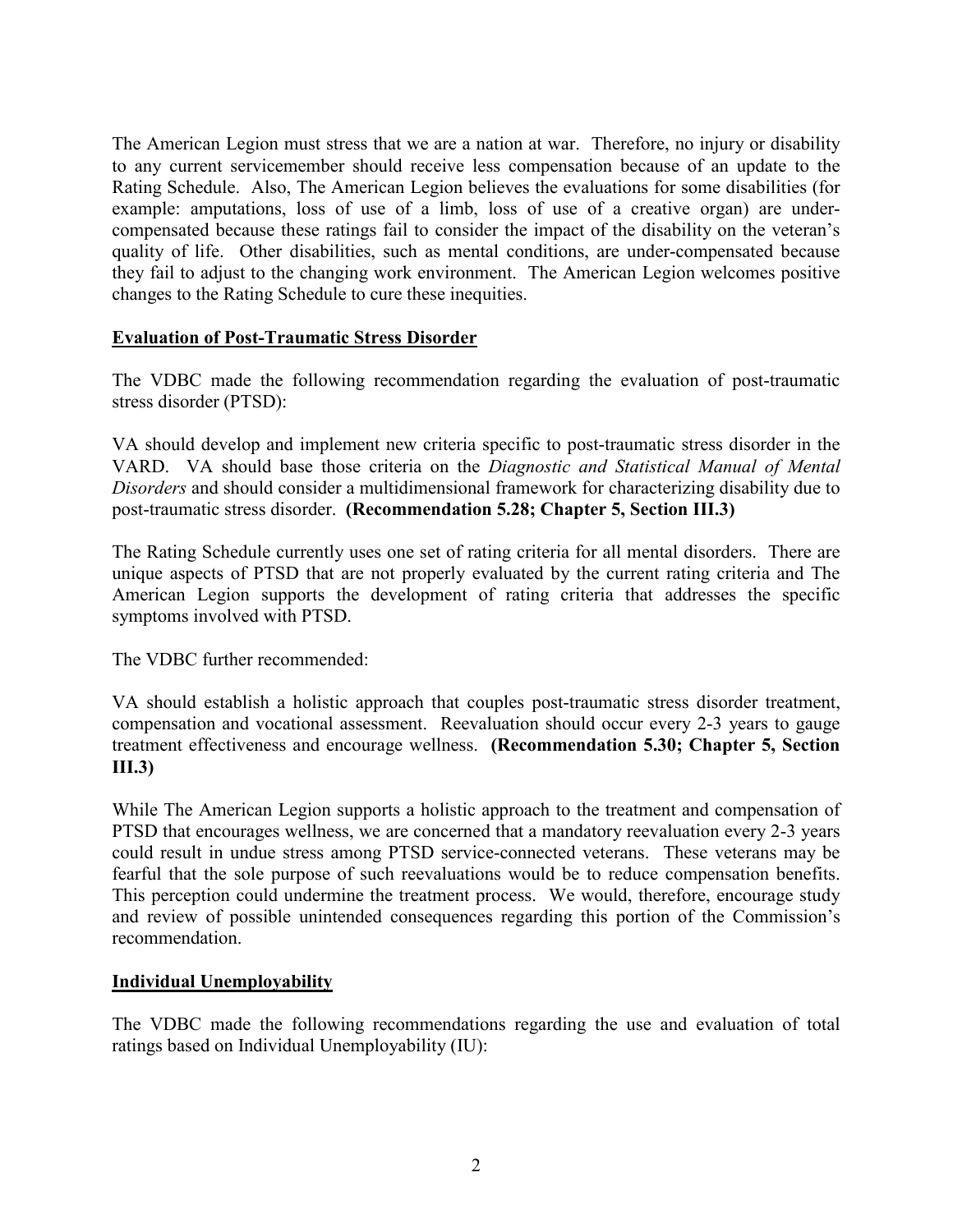The American Legion must stress that we are a nation at war. Therefore, no injury or disability to any current servicemember should receive less compensation because of an update to the Rating Schedule. Also, The American Legion believes the evaluations for some disabilities (for example: amputations, loss of use of a limb, loss of use of a creative organ) are under-compensated because these ratings fail to consider the impact of the disability on the veteran's quality of life. Other disabilities, such as mental conditions, are under-compensated because they fail to adjust to the changing work environment. The American Legion welcomes positive changes to the Rating Schedule to cure these inequities.

## Evaluation of Post-Traumatic Stress Disorder

The VDBC made the following recommendation regarding the evaluation of post-traumatic stress disorder (PTSD):

VA should develop and implement new criteria specific to post-traumatic stress disorder in the VARD. VA should base those criteria on the *Diagnostic and Statistical Manual of Mental Disorders* and should consider a multidimensional framework for characterizing disability due to post-traumatic stress disorder. **(Recommendation 5.28; Chapter 5, Section III.3)**

The Rating Schedule currently uses one set of rating criteria for all mental disorders. There are unique aspects of PTSD that are not properly evaluated by the current rating criteria and The American Legion supports the development of rating criteria that addresses the specific symptoms involved with PTSD.

The VDBC further recommended:

VA should establish a holistic approach that couples post-traumatic stress disorder treatment, compensation and vocational assessment. Reevaluation should occur every 2-3 years to gauge treatment effectiveness and encourage wellness. **(Recommendation 5.30; Chapter 5, Section III.3)**

While The American Legion supports a holistic approach to the treatment and compensation of PTSD that encourages wellness, we are concerned that a mandatory reevaluation every 2-3 years could result in undue stress among PTSD service-connected veterans. These veterans may be fearful that the sole purpose of such reevaluations would be to reduce compensation benefits. This perception could undermine the treatment process. We would, therefore, encourage study and review of possible unintended consequences regarding this portion of the Commission's recommendation.

## Individual Unemployability

The VDBC made the following recommendations regarding the use and evaluation of total ratings based on Individual Unemployability (IU):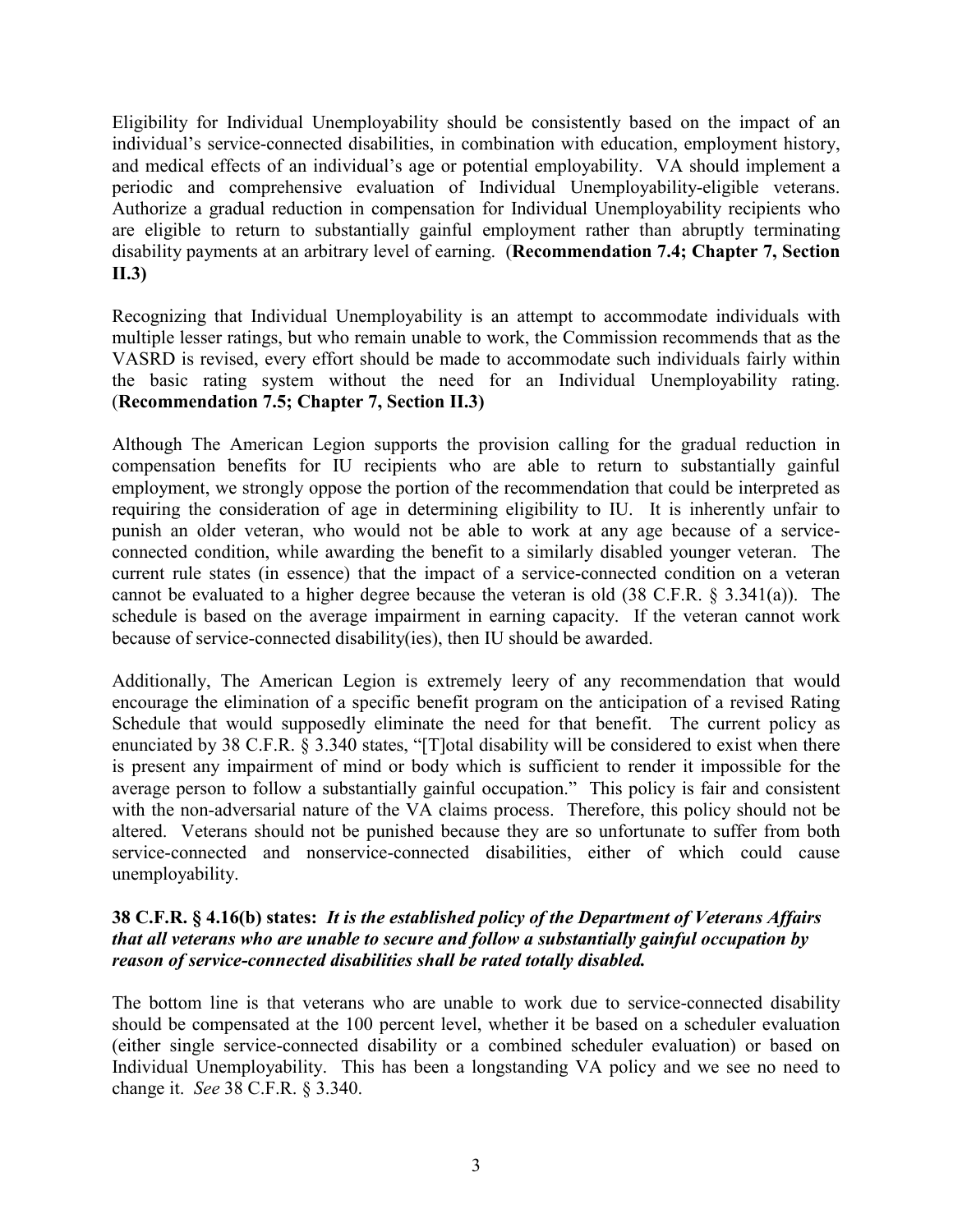Eligibility for Individual Unemployability should be consistently based on the impact of an individual's service-connected disabilities, in combination with education, employment history, and medical effects of an individual's age or potential employability. VA should implement a periodic and comprehensive evaluation of Individual Unemployability-eligible veterans. Authorize a gradual reduction in compensation for Individual Unemployability recipients who are eligible to return to substantially gainful employment rather than abruptly terminating disability payments at an arbitrary level of earning. (**Recommendation 7.4; Chapter 7, Section II.3)**

Recognizing that Individual Unemployability is an attempt to accommodate individuals with multiple lesser ratings, but who remain unable to work, the Commission recommends that as the VASRD is revised, every effort should be made to accommodate such individuals fairly within the basic rating system without the need for an Individual Unemployability rating. (**Recommendation 7.5; Chapter 7, Section II.3)**

Although The American Legion supports the provision calling for the gradual reduction in compensation benefits for IU recipients who are able to return to substantially gainful employment, we strongly oppose the portion of the recommendation that could be interpreted as requiring the consideration of age in determining eligibility to IU. It is inherently unfair to punish an older veteran, who would not be able to work at any age because of a service-connected condition, while awarding the benefit to a similarly disabled younger veteran. The current rule states (in essence) that the impact of a service-connected condition on a veteran cannot be evaluated to a higher degree because the veteran is old (38 C.F.R. § 3.341(a)). The schedule is based on the average impairment in earning capacity. If the veteran cannot work because of service-connected disability(ies), then IU should be awarded.

Additionally, The American Legion is extremely leery of any recommendation that would encourage the elimination of a specific benefit program on the anticipation of a revised Rating Schedule that would supposedly eliminate the need for that benefit. The current policy as enunciated by 38 C.F.R. § 3.340 states, "[T]otal disability will be considered to exist when there is present any impairment of mind or body which is sufficient to render it impossible for the average person to follow a substantially gainful occupation." This policy is fair and consistent with the non-adversarial nature of the VA claims process. Therefore, this policy should not be altered. Veterans should not be punished because they are so unfortunate to suffer from both service-connected and nonservice-connected disabilities, either of which could cause unemployability.

**38 C.F.R. § 4.16(b) states:** ***It is the established policy of the Department of Veterans Affairs that all veterans who are unable to secure and follow a substantially gainful occupation by reason of service-connected disabilities shall be rated totally disabled.***

The bottom line is that veterans who are unable to work due to service-connected disability should be compensated at the 100 percent level, whether it be based on a scheduler evaluation (either single service-connected disability or a combined scheduler evaluation) or based on Individual Unemployability. This has been a longstanding VA policy and we see no need to change it. *See* 38 C.F.R. § 3.340.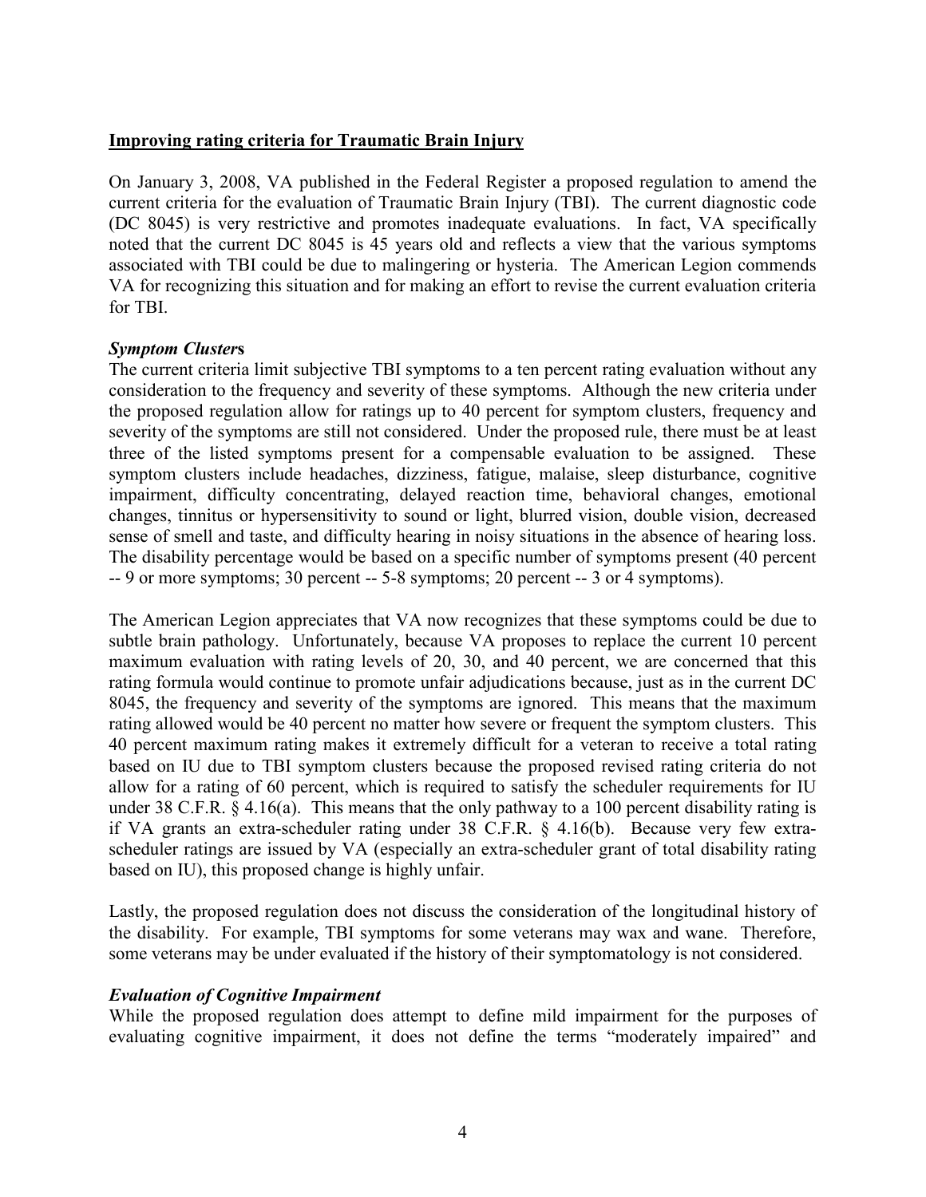**Improving rating criteria for Traumatic Brain Injury**

On January 3, 2008, VA published in the Federal Register a proposed regulation to amend the current criteria for the evaluation of Traumatic Brain Injury (TBI). The current diagnostic code (DC 8045) is very restrictive and promotes inadequate evaluations. In fact, VA specifically noted that the current DC 8045 is 45 years old and reflects a view that the various symptoms associated with TBI could be due to malingering or hysteria. The American Legion commends VA for recognizing this situation and for making an effort to revise the current evaluation criteria for TBI.

***Symptom Clusters***

The current criteria limit subjective TBI symptoms to a ten percent rating evaluation without any consideration to the frequency and severity of these symptoms. Although the new criteria under the proposed regulation allow for ratings up to 40 percent for symptom clusters, frequency and severity of the symptoms are still not considered. Under the proposed rule, there must be at least three of the listed symptoms present for a compensable evaluation to be assigned. These symptom clusters include headaches, dizziness, fatigue, malaise, sleep disturbance, cognitive impairment, difficulty concentrating, delayed reaction time, behavioral changes, emotional changes, tinnitus or hypersensitivity to sound or light, blurred vision, double vision, decreased sense of smell and taste, and difficulty hearing in noisy situations in the absence of hearing loss. The disability percentage would be based on a specific number of symptoms present (40 percent -- 9 or more symptoms; 30 percent -- 5-8 symptoms; 20 percent -- 3 or 4 symptoms).

The American Legion appreciates that VA now recognizes that these symptoms could be due to subtle brain pathology. Unfortunately, because VA proposes to replace the current 10 percent maximum evaluation with rating levels of 20, 30, and 40 percent, we are concerned that this rating formula would continue to promote unfair adjudications because, just as in the current DC 8045, the frequency and severity of the symptoms are ignored. This means that the maximum rating allowed would be 40 percent no matter how severe or frequent the symptom clusters. This 40 percent maximum rating makes it extremely difficult for a veteran to receive a total rating based on IU due to TBI symptom clusters because the proposed revised rating criteria do not allow for a rating of 60 percent, which is required to satisfy the scheduler requirements for IU under 38 C.F.R. § 4.16(a). This means that the only pathway to a 100 percent disability rating is if VA grants an extra-scheduler rating under 38 C.F.R. § 4.16(b). Because very few extra-scheduler ratings are issued by VA (especially an extra-scheduler grant of total disability rating based on IU), this proposed change is highly unfair.

Lastly, the proposed regulation does not discuss the consideration of the longitudinal history of the disability. For example, TBI symptoms for some veterans may wax and wane. Therefore, some veterans may be under evaluated if the history of their symptomatology is not considered.

***Evaluation of Cognitive Impairment***

While the proposed regulation does attempt to define mild impairment for the purposes of evaluating cognitive impairment, it does not define the terms "moderately impaired" and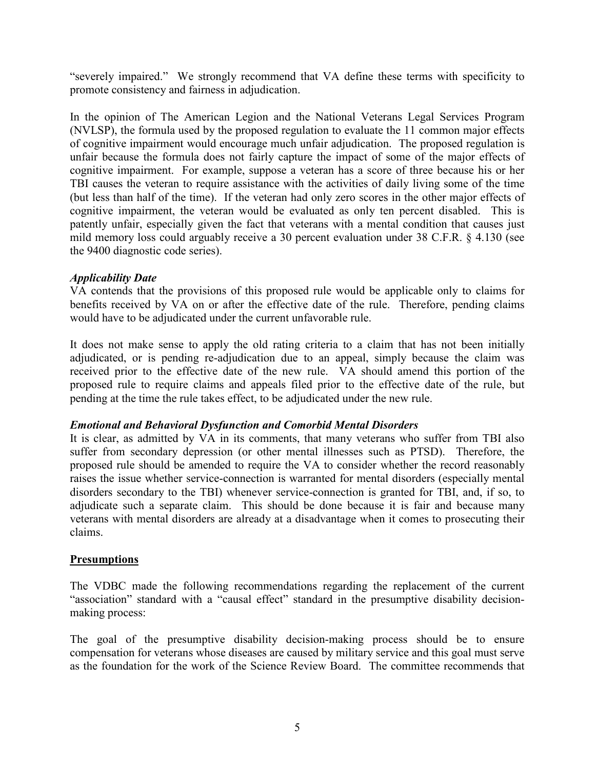"severely impaired." We strongly recommend that VA define these terms with specificity to promote consistency and fairness in adjudication.

In the opinion of The American Legion and the National Veterans Legal Services Program (NVLSP), the formula used by the proposed regulation to evaluate the 11 common major effects of cognitive impairment would encourage much unfair adjudication. The proposed regulation is unfair because the formula does not fairly capture the impact of some of the major effects of cognitive impairment. For example, suppose a veteran has a score of three because his or her TBI causes the veteran to require assistance with the activities of daily living some of the time (but less than half of the time). If the veteran had only zero scores in the other major effects of cognitive impairment, the veteran would be evaluated as only ten percent disabled. This is patently unfair, especially given the fact that veterans with a mental condition that causes just mild memory loss could arguably receive a 30 percent evaluation under 38 C.F.R. § 4.130 (see the 9400 diagnostic code series).

***Applicability Date***

VA contends that the provisions of this proposed rule would be applicable only to claims for benefits received by VA on or after the effective date of the rule. Therefore, pending claims would have to be adjudicated under the current unfavorable rule.

It does not make sense to apply the old rating criteria to a claim that has not been initially adjudicated, or is pending re-adjudication due to an appeal, simply because the claim was received prior to the effective date of the new rule. VA should amend this portion of the proposed rule to require claims and appeals filed prior to the effective date of the rule, but pending at the time the rule takes effect, to be adjudicated under the new rule.

***Emotional and Behavioral Dysfunction and Comorbid Mental Disorders***

It is clear, as admitted by VA in its comments, that many veterans who suffer from TBI also suffer from secondary depression (or other mental illnesses such as PTSD). Therefore, the proposed rule should be amended to require the VA to consider whether the record reasonably raises the issue whether service-connection is warranted for mental disorders (especially mental disorders secondary to the TBI) whenever service-connection is granted for TBI, and, if so, to adjudicate such a separate claim. This should be done because it is fair and because many veterans with mental disorders are already at a disadvantage when it comes to prosecuting their claims.

**Presumptions**

The VDBC made the following recommendations regarding the replacement of the current "association" standard with a "causal effect" standard in the presumptive disability decision-making process:

The goal of the presumptive disability decision-making process should be to ensure compensation for veterans whose diseases are caused by military service and this goal must serve as the foundation for the work of the Science Review Board. The committee recommends that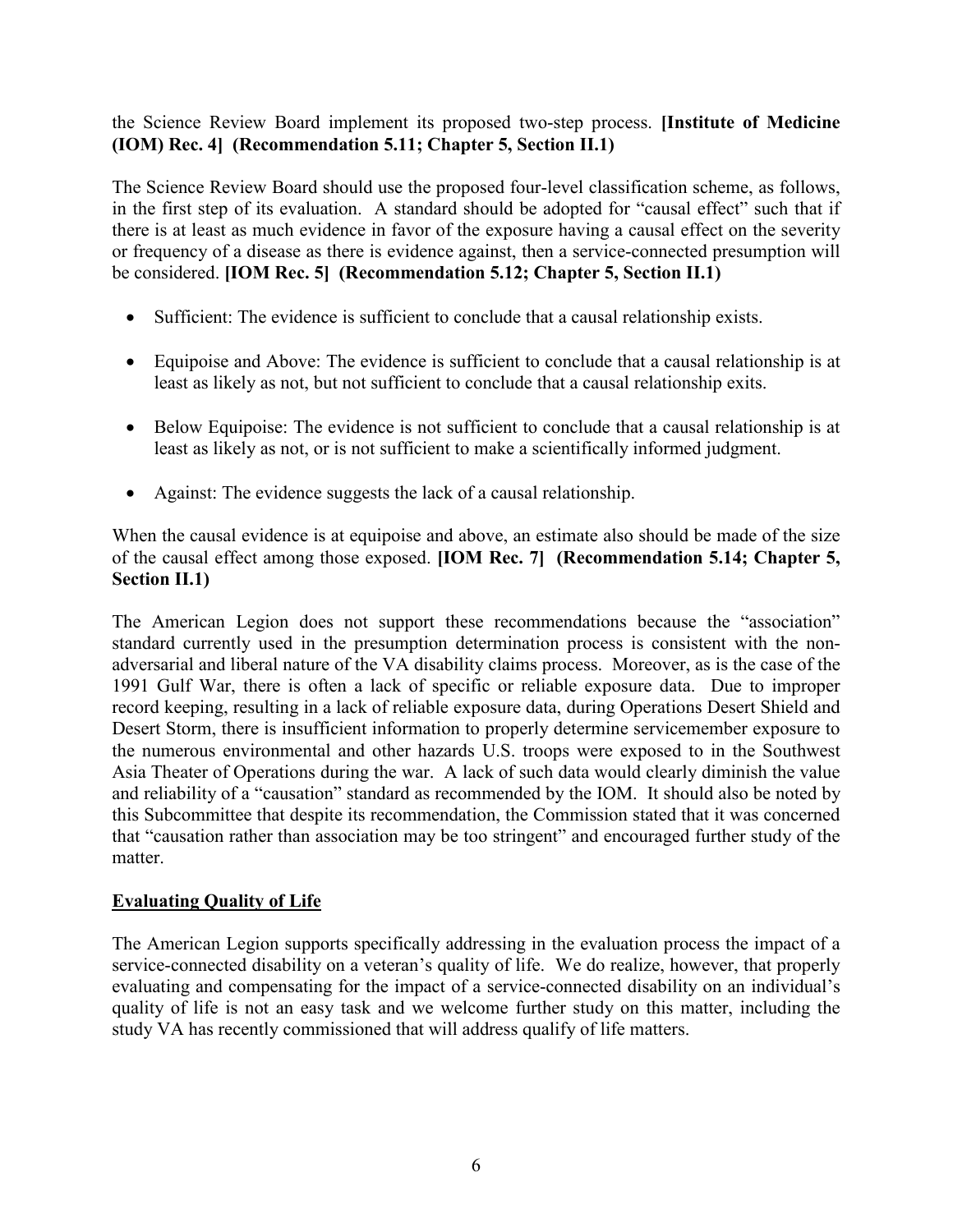the Science Review Board implement its proposed two-step process. **[Institute of Medicine (IOM) Rec. 4] (Recommendation 5.11; Chapter 5, Section II.1)**

The Science Review Board should use the proposed four-level classification scheme, as follows, in the first step of its evaluation. A standard should be adopted for "causal effect" such that if there is at least as much evidence in favor of the exposure having a causal effect on the severity or frequency of a disease as there is evidence against, then a service-connected presumption will be considered. **[IOM Rec. 5] (Recommendation 5.12; Chapter 5, Section II.1)**

- Sufficient: The evidence is sufficient to conclude that a causal relationship exists.
- Equipoise and Above: The evidence is sufficient to conclude that a causal relationship is at least as likely as not, but not sufficient to conclude that a causal relationship exits.
- Below Equipoise: The evidence is not sufficient to conclude that a causal relationship is at least as likely as not, or is not sufficient to make a scientifically informed judgment.
- Against: The evidence suggests the lack of a causal relationship.

When the causal evidence is at equipoise and above, an estimate also should be made of the size of the causal effect among those exposed. **[IOM Rec. 7] (Recommendation 5.14; Chapter 5, Section II.1)**

The American Legion does not support these recommendations because the "association" standard currently used in the presumption determination process is consistent with the non-adversarial and liberal nature of the VA disability claims process. Moreover, as is the case of the 1991 Gulf War, there is often a lack of specific or reliable exposure data. Due to improper record keeping, resulting in a lack of reliable exposure data, during Operations Desert Shield and Desert Storm, there is insufficient information to properly determine servicemember exposure to the numerous environmental and other hazards U.S. troops were exposed to in the Southwest Asia Theater of Operations during the war. A lack of such data would clearly diminish the value and reliability of a "causation" standard as recommended by the IOM. It should also be noted by this Subcommittee that despite its recommendation, the Commission stated that it was concerned that "causation rather than association may be too stringent" and encouraged further study of the matter.

**Evaluating Quality of Life**

The American Legion supports specifically addressing in the evaluation process the impact of a service-connected disability on a veteran's quality of life. We do realize, however, that properly evaluating and compensating for the impact of a service-connected disability on an individual's quality of life is not an easy task and we welcome further study on this matter, including the study VA has recently commissioned that will address qualify of life matters.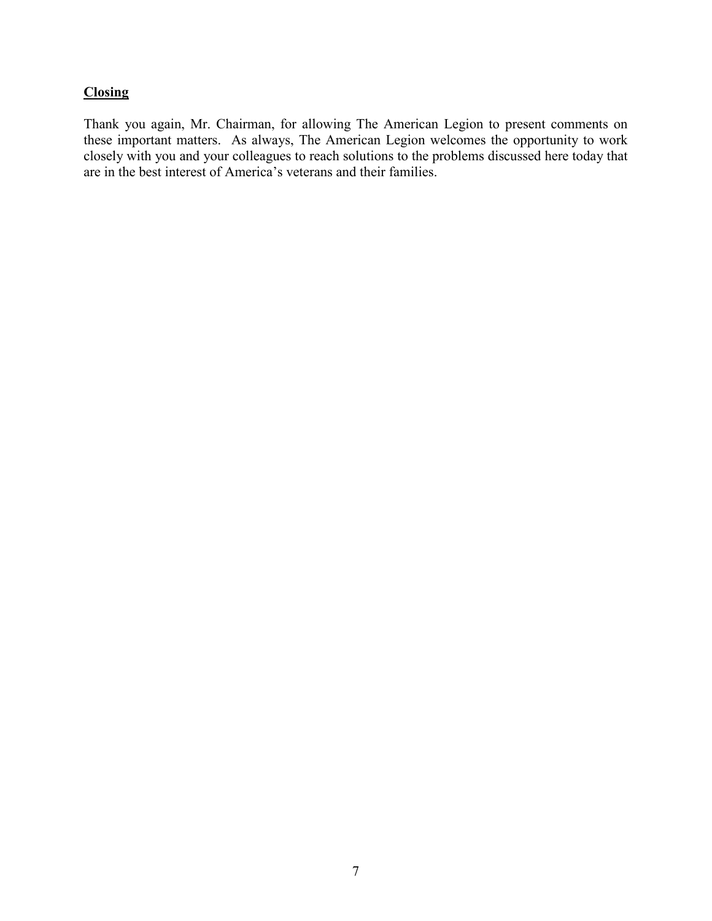**Closing**

Thank you again, Mr. Chairman, for allowing The American Legion to present comments on these important matters. As always, The American Legion welcomes the opportunity to work closely with you and your colleagues to reach solutions to the problems discussed here today that are in the best interest of America's veterans and their families.